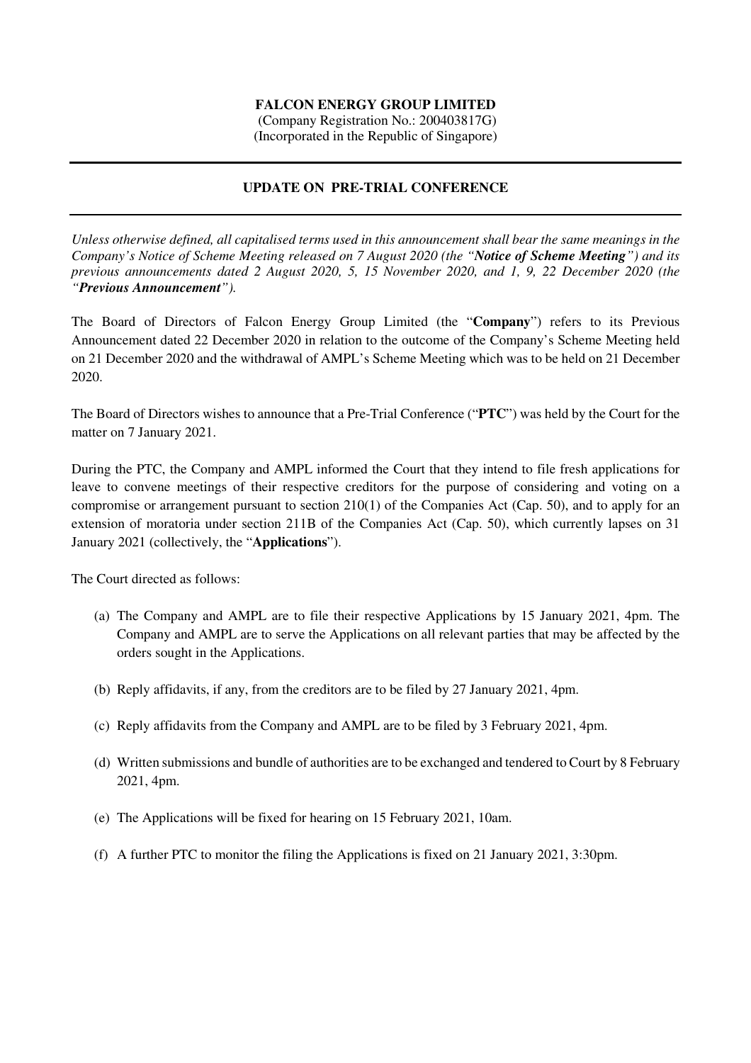**FALCON ENERGY GROUP LIMITED**
(Company Registration No.: 200403817G)
(Incorporated in the Republic of Singapore)

---

## UPDATE ON PRE-TRIAL CONFERENCE

---

*Unless otherwise defined, all capitalised terms used in this announcement shall bear the same meanings in the Company's Notice of Scheme Meeting released on 7 August 2020 (the "**Notice of Scheme Meeting**") and its previous announcements dated 2 August 2020, 5, 15 November 2020, and 1, 9, 22 December 2020 (the "**Previous Announcement**").*

The Board of Directors of Falcon Energy Group Limited (the "**Company**") refers to its Previous Announcement dated 22 December 2020 in relation to the outcome of the Company's Scheme Meeting held on 21 December 2020 and the withdrawal of AMPL's Scheme Meeting which was to be held on 21 December 2020.

The Board of Directors wishes to announce that a Pre-Trial Conference ("**PTC**") was held by the Court for the matter on 7 January 2021.

During the PTC, the Company and AMPL informed the Court that they intend to file fresh applications for leave to convene meetings of their respective creditors for the purpose of considering and voting on a compromise or arrangement pursuant to section 210(1) of the Companies Act (Cap. 50), and to apply for an extension of moratoria under section 211B of the Companies Act (Cap. 50), which currently lapses on 31 January 2021 (collectively, the "**Applications**").

The Court directed as follows:

(a) The Company and AMPL are to file their respective Applications by 15 January 2021, 4pm. The Company and AMPL are to serve the Applications on all relevant parties that may be affected by the orders sought in the Applications.

(b) Reply affidavits, if any, from the creditors are to be filed by 27 January 2021, 4pm.

(c) Reply affidavits from the Company and AMPL are to be filed by 3 February 2021, 4pm.

(d) Written submissions and bundle of authorities are to be exchanged and tendered to Court by 8 February 2021, 4pm.

(e) The Applications will be fixed for hearing on 15 February 2021, 10am.

(f) A further PTC to monitor the filing the Applications is fixed on 21 January 2021, 3:30pm.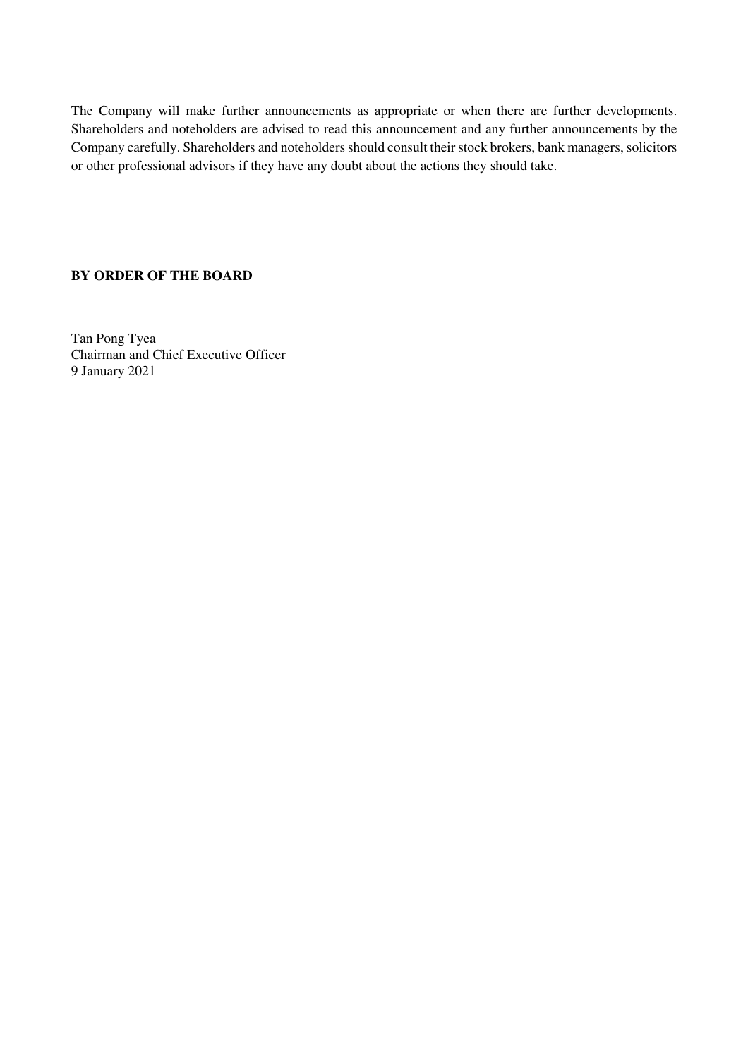The Company will make further announcements as appropriate or when there are further developments. Shareholders and noteholders are advised to read this announcement and any further announcements by the Company carefully. Shareholders and noteholders should consult their stock brokers, bank managers, solicitors or other professional advisors if they have any doubt about the actions they should take.

**BY ORDER OF THE BOARD**

Tan Pong Tyea
Chairman and Chief Executive Officer
9 January 2021